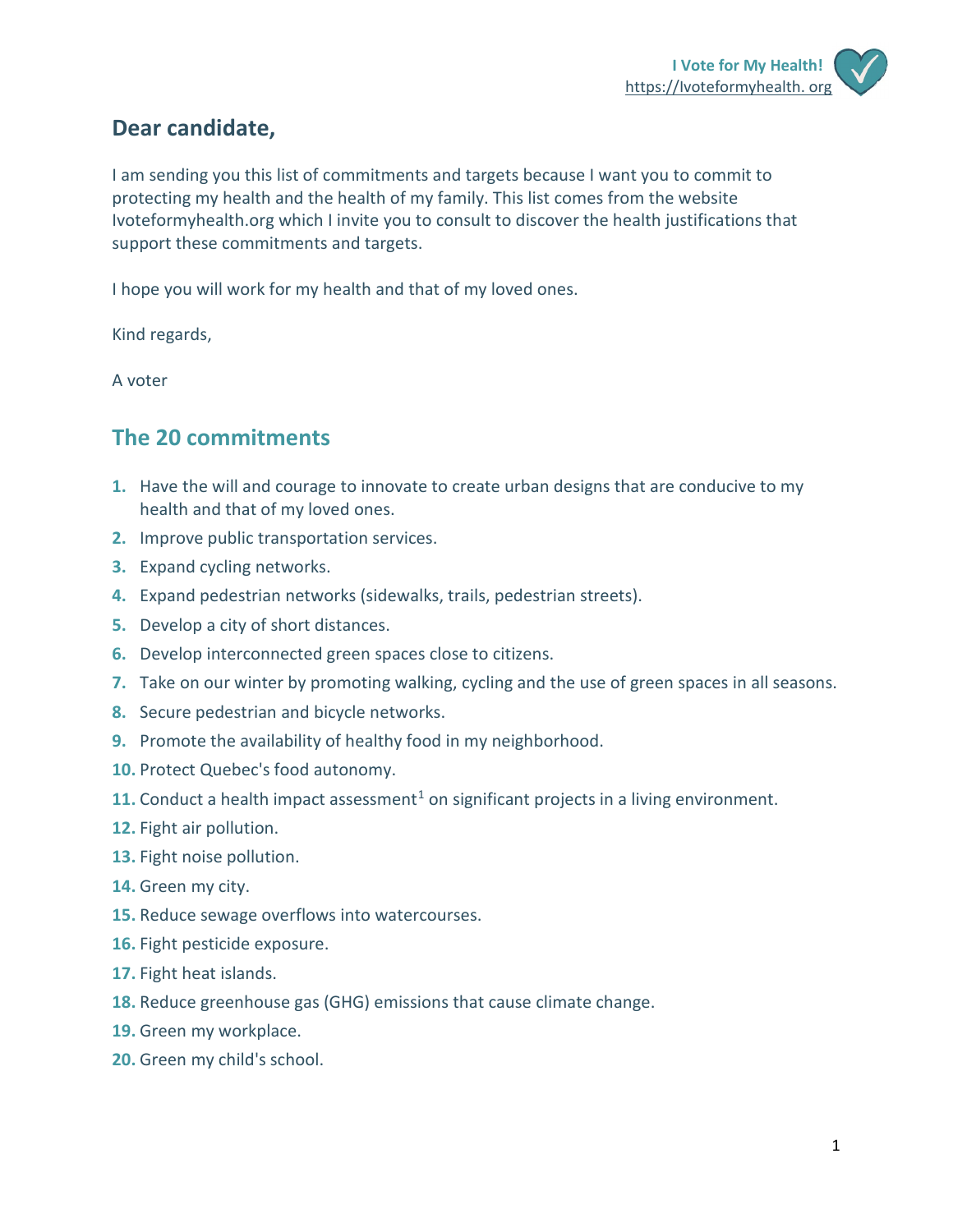I Vote for My Health!
https://Ivoteformyhealth. org

## Dear candidate,

I am sending you this list of commitments and targets because I want you to commit to protecting my health and the health of my family. This list comes from the website Ivoteformyhealth.org which I invite you to consult to discover the health justifications that support these commitments and targets.

I hope you will work for my health and that of my loved ones.

Kind regards,

A voter

## The 20 commitments

1. Have the will and courage to innovate to create urban designs that are conducive to my health and that of my loved ones.
2. Improve public transportation services.
3. Expand cycling networks.
4. Expand pedestrian networks (sidewalks, trails, pedestrian streets).
5. Develop a city of short distances.
6. Develop interconnected green spaces close to citizens.
7. Take on our winter by promoting walking, cycling and the use of green spaces in all seasons.
8. Secure pedestrian and bicycle networks.
9. Promote the availability of healthy food in my neighborhood.
10. Protect Quebec's food autonomy.
11. Conduct a health impact assessment[1] on significant projects in a living environment.
12. Fight air pollution.
13. Fight noise pollution.
14. Green my city.
15. Reduce sewage overflows into watercourses.
16. Fight pesticide exposure.
17. Fight heat islands.
18. Reduce greenhouse gas (GHG) emissions that cause climate change.
19. Green my workplace.
20. Green my child's school.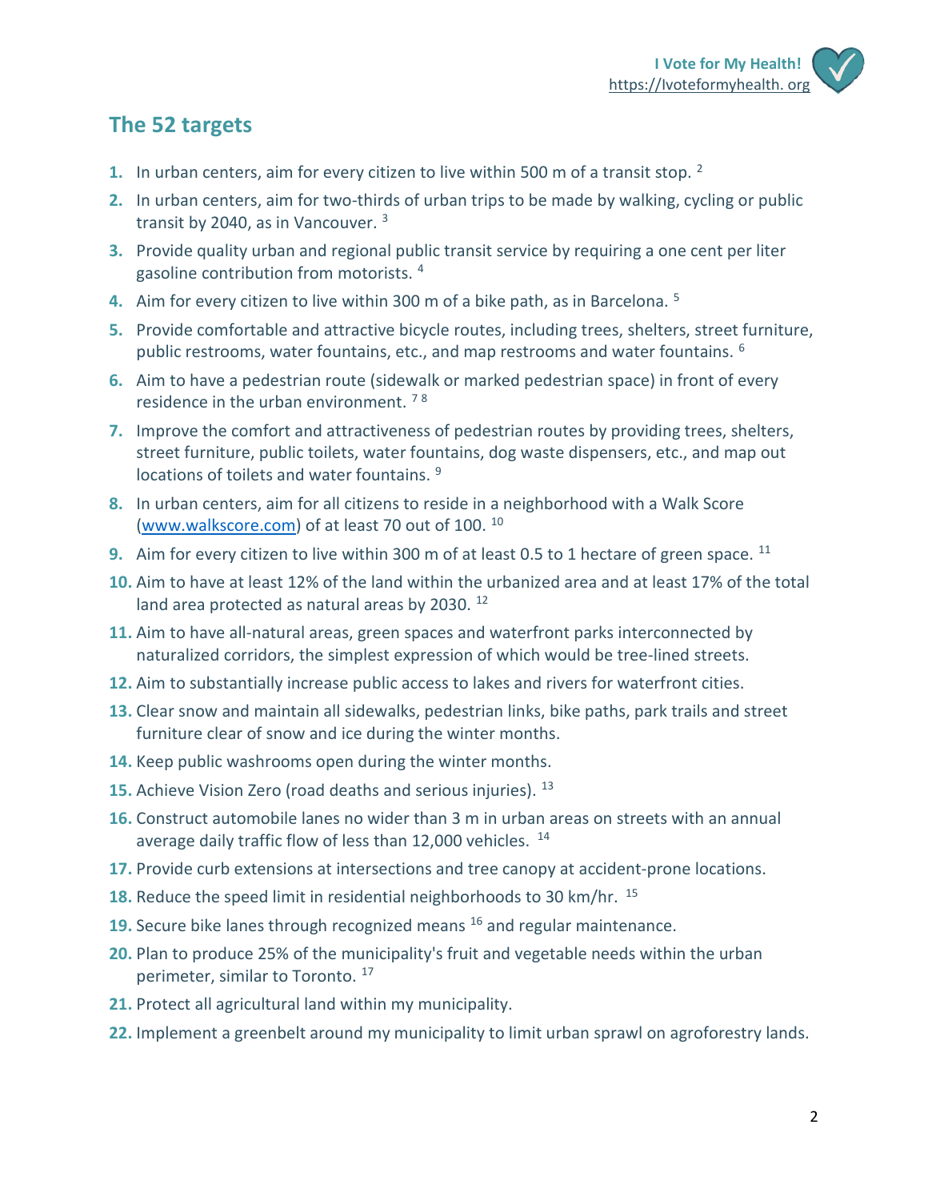## The 52 targets

1. In urban centers, aim for every citizen to live within 500 m of a transit stop. [2]
2. In urban centers, aim for two-thirds of urban trips to be made by walking, cycling or public transit by 2040, as in Vancouver. [3]
3. Provide quality urban and regional public transit service by requiring a one cent per liter gasoline contribution from motorists. [4]
4. Aim for every citizen to live within 300 m of a bike path, as in Barcelona. [5]
5. Provide comfortable and attractive bicycle routes, including trees, shelters, street furniture, public restrooms, water fountains, etc., and map restrooms and water fountains. [6]
6. Aim to have a pedestrian route (sidewalk or marked pedestrian space) in front of every residence in the urban environment. [7] [8]
7. Improve the comfort and attractiveness of pedestrian routes by providing trees, shelters, street furniture, public toilets, water fountains, dog waste dispensers, etc., and map out locations of toilets and water fountains. [9]
8. In urban centers, aim for all citizens to reside in a neighborhood with a Walk Score (www.walkscore.com) of at least 70 out of 100. [10]
9. Aim for every citizen to live within 300 m of at least 0.5 to 1 hectare of green space. [11]
10. Aim to have at least 12% of the land within the urbanized area and at least 17% of the total land area protected as natural areas by 2030. [12]
11. Aim to have all-natural areas, green spaces and waterfront parks interconnected by naturalized corridors, the simplest expression of which would be tree-lined streets.
12. Aim to substantially increase public access to lakes and rivers for waterfront cities.
13. Clear snow and maintain all sidewalks, pedestrian links, bike paths, park trails and street furniture clear of snow and ice during the winter months.
14. Keep public washrooms open during the winter months.
15. Achieve Vision Zero (road deaths and serious injuries). [13]
16. Construct automobile lanes no wider than 3 m in urban areas on streets with an annual average daily traffic flow of less than 12,000 vehicles. [14]
17. Provide curb extensions at intersections and tree canopy at accident-prone locations.
18. Reduce the speed limit in residential neighborhoods to 30 km/hr. [15]
19. Secure bike lanes through recognized means [16] and regular maintenance.
20. Plan to produce 25% of the municipality's fruit and vegetable needs within the urban perimeter, similar to Toronto. [17]
21. Protect all agricultural land within my municipality.
22. Implement a greenbelt around my municipality to limit urban sprawl on agroforestry lands.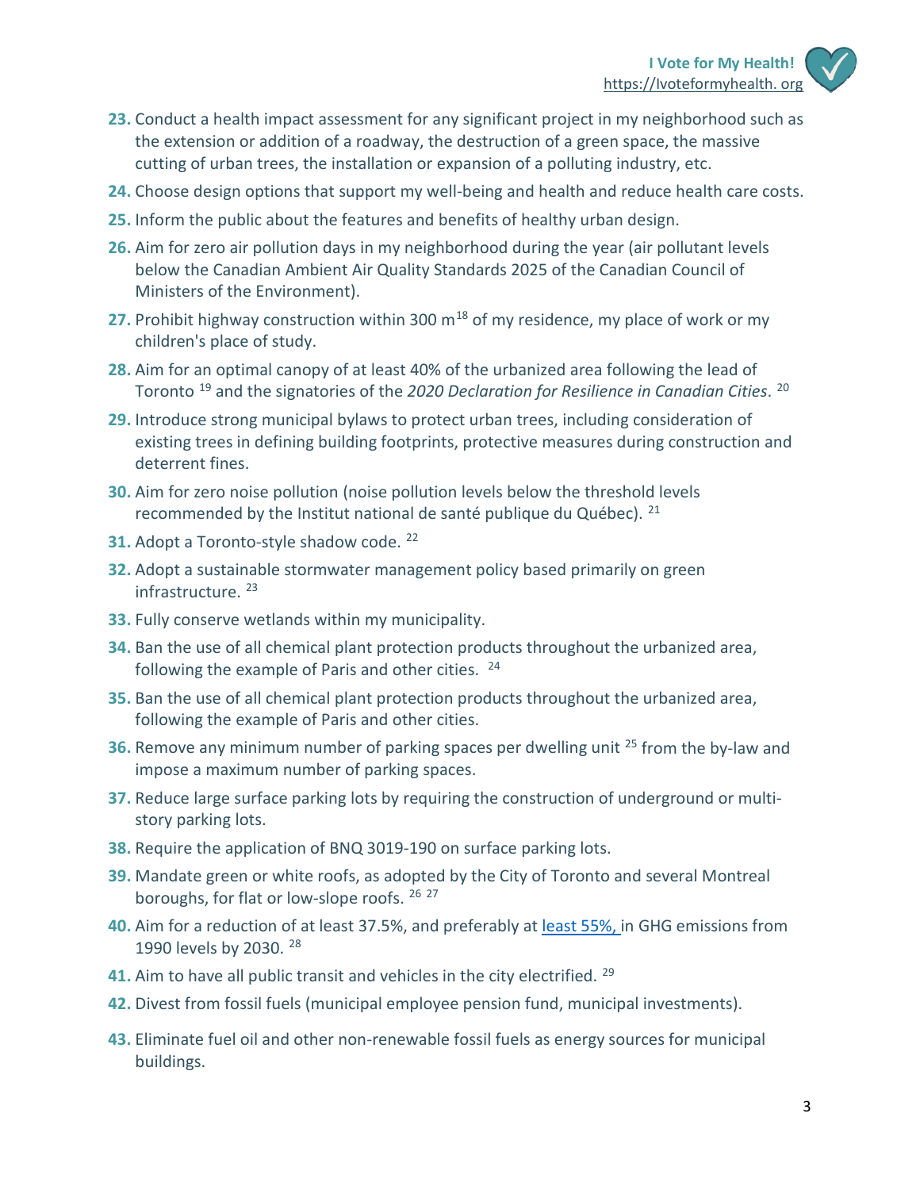23. Conduct a health impact assessment for any significant project in my neighborhood such as the extension or addition of a roadway, the destruction of a green space, the massive cutting of urban trees, the installation or expansion of a polluting industry, etc.
24. Choose design options that support my well-being and health and reduce health care costs.
25. Inform the public about the features and benefits of healthy urban design.
26. Aim for zero air pollution days in my neighborhood during the year (air pollutant levels below the Canadian Ambient Air Quality Standards 2025 of the Canadian Council of Ministers of the Environment).
27. Prohibit highway construction within 300 m[18] of my residence, my place of work or my children's place of study.
28. Aim for an optimal canopy of at least 40% of the urbanized area following the lead of Toronto [19] and the signatories of the *2020 Declaration for Resilience in Canadian Cities*. [20]
29. Introduce strong municipal bylaws to protect urban trees, including consideration of existing trees in defining building footprints, protective measures during construction and deterrent fines.
30. Aim for zero noise pollution (noise pollution levels below the threshold levels recommended by the Institut national de santé publique du Québec). [21]
31. Adopt a Toronto-style shadow code. [22]
32. Adopt a sustainable stormwater management policy based primarily on green infrastructure. [23]
33. Fully conserve wetlands within my municipality.
34. Ban the use of all chemical plant protection products throughout the urbanized area, following the example of Paris and other cities. [24]
35. Ban the use of all chemical plant protection products throughout the urbanized area, following the example of Paris and other cities.
36. Remove any minimum number of parking spaces per dwelling unit [25] from the by-law and impose a maximum number of parking spaces.
37. Reduce large surface parking lots by requiring the construction of underground or multi-story parking lots.
38. Require the application of BNQ 3019-190 on surface parking lots.
39. Mandate green or white roofs, as adopted by the City of Toronto and several Montreal boroughs, for flat or low-slope roofs. [26] [27]
40. Aim for a reduction of at least 37.5%, and preferably at least 55%, in GHG emissions from 1990 levels by 2030. [28]
41. Aim to have all public transit and vehicles in the city electrified. [29]
42. Divest from fossil fuels (municipal employee pension fund, municipal investments).
43. Eliminate fuel oil and other non-renewable fossil fuels as energy sources for municipal buildings.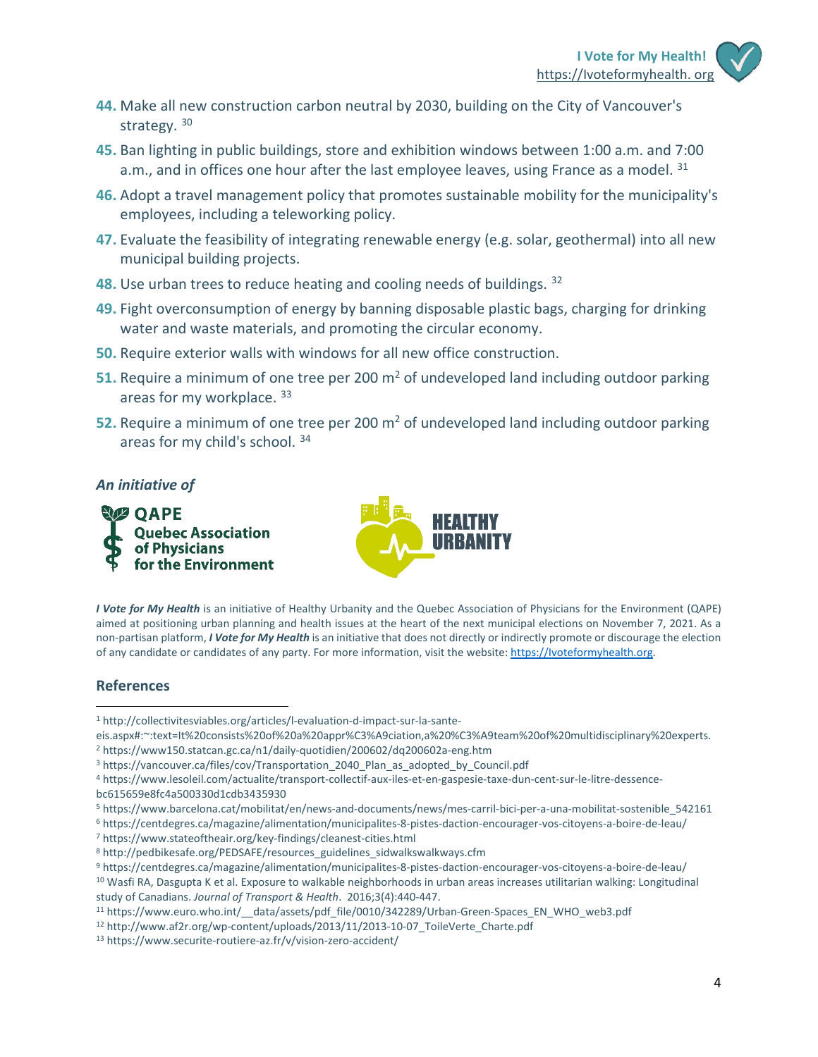44. Make all new construction carbon neutral by 2030, building on the City of Vancouver's strategy. [30]

45. Ban lighting in public buildings, store and exhibition windows between 1:00 a.m. and 7:00 a.m., and in offices one hour after the last employee leaves, using France as a model. [31]

46. Adopt a travel management policy that promotes sustainable mobility for the municipality's employees, including a teleworking policy.

47. Evaluate the feasibility of integrating renewable energy (e.g. solar, geothermal) into all new municipal building projects.

48. Use urban trees to reduce heating and cooling needs of buildings. [32]

49. Fight overconsumption of energy by banning disposable plastic bags, charging for drinking water and waste materials, and promoting the circular economy.

50. Require exterior walls with windows for all new office construction.

51. Require a minimum of one tree per 200 m$^2$ of undeveloped land including outdoor parking areas for my workplace. [33]

52. Require a minimum of one tree per 200 m$^2$ of undeveloped land including outdoor parking areas for my child's school. [34]

*An initiative of*

QAPE Quebec Association of Physicians for the Environment

HEALTHY URBANITY

***I Vote for My Health*** is an initiative of Healthy Urbanity and the Quebec Association of Physicians for the Environment (QAPE) aimed at positioning urban planning and health issues at the heart of the next municipal elections on November 7, 2021. As a non-partisan platform, ***I Vote for My Health*** is an initiative that does not directly or indirectly promote or discourage the election of any candidate or candidates of any party. For more information, visit the website: https://Ivoteformyhealth.org.

## References

[1] http://collectivitesviables.org/articles/l-evaluation-d-impact-sur-la-sante-eis.aspx#:~:text=It%20consists%20of%20a%20appr%C3%A9ciation,a%20%C3%A9team%20of%20multidisciplinary%20experts.

[2] https://www150.statcan.gc.ca/n1/daily-quotidien/200602/dq200602a-eng.htm

[3] https://vancouver.ca/files/cov/Transportation_2040_Plan_as_adopted_by_Council.pdf

[4] https://www.lesoleil.com/actualite/transport-collectif-aux-iles-et-en-gaspesie-taxe-dun-cent-sur-le-litre-dessence-bc615659e8fc4a500330d1cdb3435930

[5] https://www.barcelona.cat/mobilitat/en/news-and-documents/news/mes-carril-bici-per-a-una-mobilitat-sostenible_542161

[6] https://centdegres.ca/magazine/alimentation/municipalites-8-pistes-daction-encourager-vos-citoyens-a-boire-de-leau/

[7] https://www.stateoftheair.org/key-findings/cleanest-cities.html

[8] http://pedbikesafe.org/PEDSAFE/resources_guidelines_sidwalkswalkways.cfm

[9] https://centdegres.ca/magazine/alimentation/municipalites-8-pistes-daction-encourager-vos-citoyens-a-boire-de-leau/

[10] Wasfi RA, Dasgupta K et al. Exposure to walkable neighborhoods in urban areas increases utilitarian walking: Longitudinal study of Canadians. *Journal of Transport & Health*. 2016;3(4):440-447.

[11] https://www.euro.who.int/__data/assets/pdf_file/0010/342289/Urban-Green-Spaces_EN_WHO_web3.pdf

[12] http://www.af2r.org/wp-content/uploads/2013/11/2013-10-07_ToileVerte_Charte.pdf

[13] https://www.securite-routiere-az.fr/v/vision-zero-accident/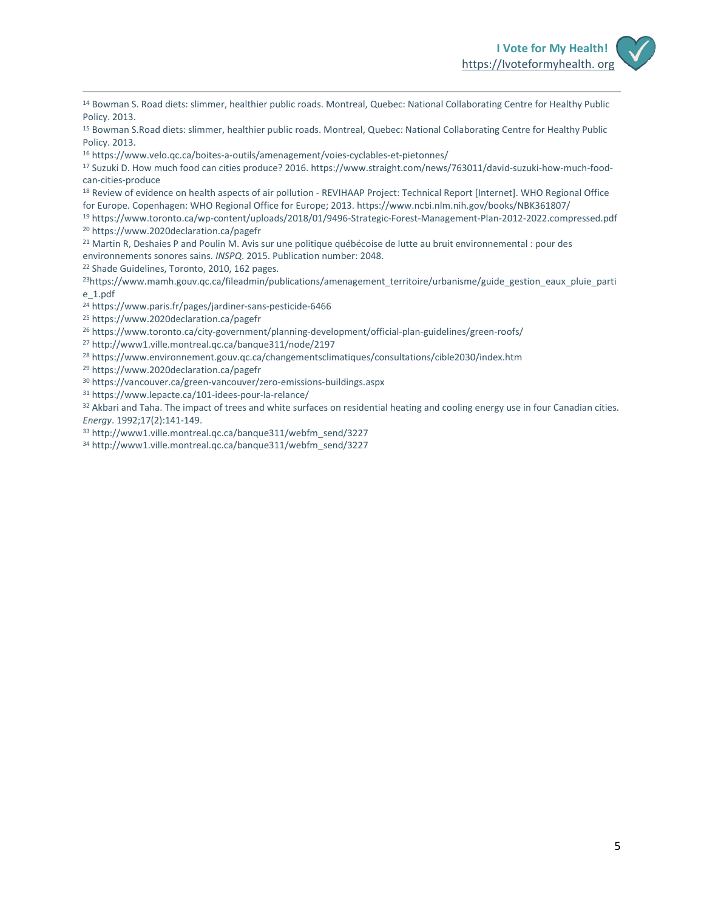[14] Bowman S. Road diets: slimmer, healthier public roads. Montreal, Quebec: National Collaborating Centre for Healthy Public Policy. 2013.

[15] Bowman S.Road diets: slimmer, healthier public roads. Montreal, Quebec: National Collaborating Centre for Healthy Public Policy. 2013.

[16] https://www.velo.qc.ca/boites-a-outils/amenagement/voies-cyclables-et-pietonnes/

[17] Suzuki D. How much food can cities produce? 2016. https://www.straight.com/news/763011/david-suzuki-how-much-food-can-cities-produce

[18] Review of evidence on health aspects of air pollution - REVIHAAP Project: Technical Report [Internet]. WHO Regional Office for Europe. Copenhagen: WHO Regional Office for Europe; 2013. https://www.ncbi.nlm.nih.gov/books/NBK361807/

[19] https://www.toronto.ca/wp-content/uploads/2018/01/9496-Strategic-Forest-Management-Plan-2012-2022.compressed.pdf

[20] https://www.2020declaration.ca/pagefr

[21] Martin R, Deshaies P and Poulin M. Avis sur une politique québécoise de lutte au bruit environnemental : pour des environnements sonores sains. *INSPQ*. 2015. Publication number: 2048.

[22] Shade Guidelines, Toronto, 2010, 162 pages.

[23]https://www.mamh.gouv.qc.ca/fileadmin/publications/amenagement_territoire/urbanisme/guide_gestion_eaux_pluie_partie_1.pdf

[24] https://www.paris.fr/pages/jardiner-sans-pesticide-6466

[25] https://www.2020declaration.ca/pagefr

[26] https://www.toronto.ca/city-government/planning-development/official-plan-guidelines/green-roofs/

[27] http://www1.ville.montreal.qc.ca/banque311/node/2197

[28] https://www.environnement.gouv.qc.ca/changementsclimatiques/consultations/cible2030/index.htm

[29] https://www.2020declaration.ca/pagefr

[30] https://vancouver.ca/green-vancouver/zero-emissions-buildings.aspx

[31] https://www.lepacte.ca/101-idees-pour-la-relance/

[32] Akbari and Taha. The impact of trees and white surfaces on residential heating and cooling energy use in four Canadian cities. *Energy*. 1992;17(2):141-149.

[33] http://www1.ville.montreal.qc.ca/banque311/webfm_send/3227

[34] http://www1.ville.montreal.qc.ca/banque311/webfm_send/3227